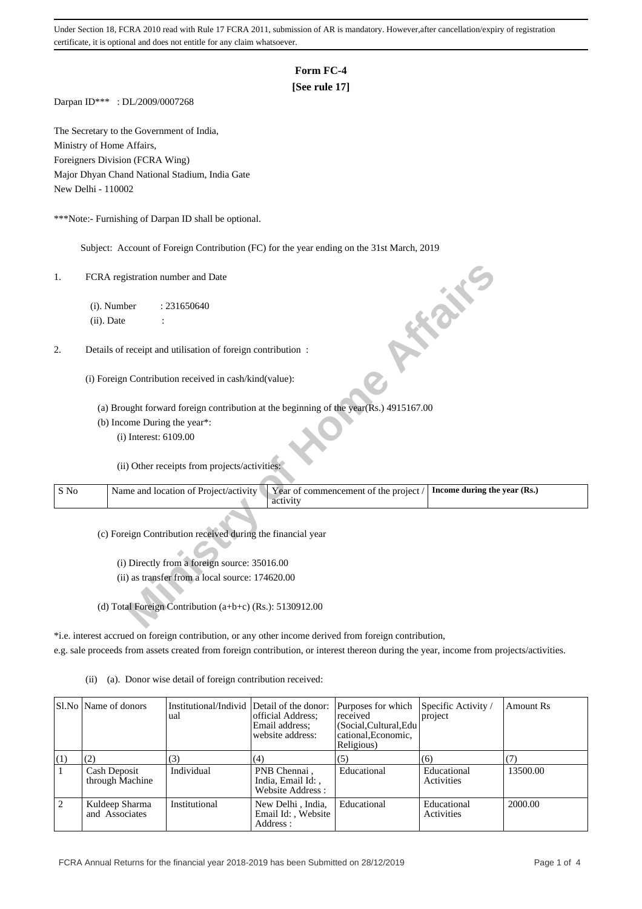Under Section 18, FCRA 2010 read with Rule 17 FCRA 2011, submission of AR is mandatory. However,after cancellation/expiry of registration certificate, it is optional and does not entitle for any claim whatsoever.

# Form FC-4

**[See rule 17]**

Darpan ID*** : DL/2009/0007268

The Secretary to the Government of India,
Ministry of Home Affairs,
Foreigners Division (FCRA Wing)
Major Dhyan Chand National Stadium, India Gate
New Delhi - 110002

***Note:- Furnishing of Darpan ID shall be optional.

Subject: Account of Foreign Contribution (FC) for the year ending on the 31st March, 2019

1. FCRA registration number and Date

   (i). Number : 231650640

   (ii). Date :

2. Details of receipt and utilisation of foreign contribution :

   (i) Foreign Contribution received in cash/kind(value):

   (a) Brought forward foreign contribution at the beginning of the year(Rs.) 4915167.00

   (b) Income During the year*:

   (i) Interest: 6109.00

   (ii) Other receipts from projects/activities:

| S No | Name and location of Project/activity | Year of commencement of the project / activity | **Income during the year (Rs.)** |
|---|---|---|---|

   (c) Foreign Contribution received during the financial year

   (i) Directly from a foreign source: 35016.00

   (ii) as transfer from a local source: 174620.00

   (d) Total Foreign Contribution (a+b+c) (Rs.): 5130912.00

*i.e. interest accrued on foreign contribution, or any other income derived from foreign contribution, e.g. sale proceeds from assets created from foreign contribution, or interest thereon during the year, income from projects/activities.

(ii) (a). Donor wise detail of foreign contribution received:

| Sl.No | Name of donors | Institutional/Individual | Detail of the donor: official Address; Email address; website address: | Purposes for which received (Social,Cultural,Educational,Economic, Religious) | Specific Activity / project | Amount Rs |
|---|---|---|---|---|---|---|
| (1) | (2) | (3) | (4) | (5) | (6) | (7) |
| 1 | Cash Deposit through Machine | Individual | PNB Chennai , India, Email Id: , Website Address : | Educational | Educational Activities | 13500.00 |
| 2 | Kuldeep Sharma and Associates | Institutional | New Delhi , India, Email Id: , Website Address : | Educational | Educational Activities | 2000.00 |

FCRA Annual Returns for the financial year 2018-2019 has been Submitted on 28/12/2019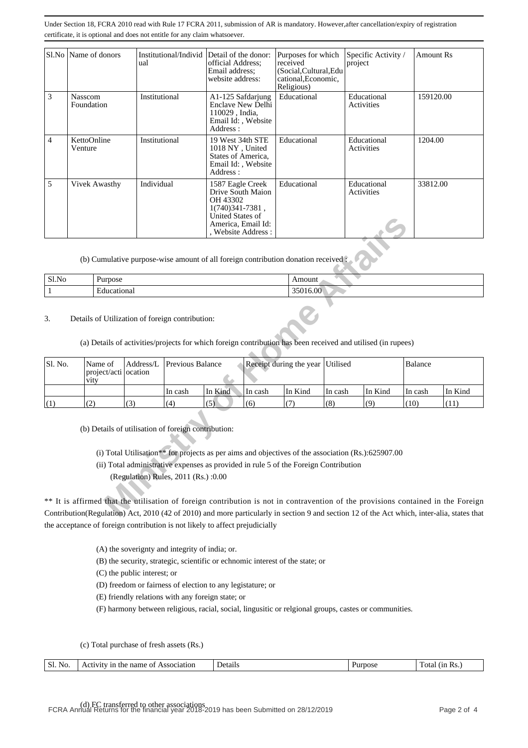Under Section 18, FCRA 2010 read with Rule 17 FCRA 2011, submission of AR is mandatory. However,after cancellation/expiry of registration certificate, it is optional and does not entitle for any claim whatsoever.

| Sl.No | Name of donors | Institutional/Individual | Detail of the donor: official Address; Email address; website address: | Purposes for which received (Social,Cultural,Educational,Economic, Religious) | Specific Activity / project | Amount Rs |
|---|---|---|---|---|---|---|
| 3 | Nasscom Foundation | Institutional | A1-125 Safdarjung Enclave New Delhi 110029 , India, Email Id: , Website Address : | Educational | Educational Activities | 159120.00 |
| 4 | KettoOnline Venture | Institutional | 19 West 34th STE 1018 NY , United States of America, Email Id: , Website Address : | Educational | Educational Activities | 1204.00 |
| 5 | Vivek Awasthy | Individual | 1587 Eagle Creek Drive South Maion OH 43302 1(740)341-7381 , United States of America, Email Id: , Website Address : | Educational | Educational Activities | 33812.00 |

(b) Cumulative purpose-wise amount of all foreign contribution donation received :

| Sl.No | Purpose | Amount |
|---|---|---|
| 1 | Educational | 35016.00 |

3. Details of Utilization of foreign contribution:

(a) Details of activities/projects for which foreign contribution has been received and utilised (in rupees)

| Sl. No. | Name of project/activity | Address/Location | Previous Balance | | Receipt during the year | | Utilised | | Balance | |
|---|---|---|---|---|---|---|---|---|---|---|
| | | | In cash | In Kind | In cash | In Kind | In cash | In Kind | In cash | In Kind |
| (1) | (2) | (3) | (4) | (5) | (6) | (7) | (8) | (9) | (10) | (11) |

(b) Details of utilisation of foreign contribution:

(i) Total Utilisation** for projects as per aims and objectives of the association (Rs.):625907.00

(ii) Total administrative expenses as provided in rule 5 of the Foreign Contribution (Regulation) Rules, 2011 (Rs.) :0.00

** It is affirmed that the utilisation of foreign contribution is not in contravention of the provisions contained in the Foreign Contribution(Regulation) Act, 2010 (42 of 2010) and more particularly in section 9 and section 12 of the Act which, inter-alia, states that the acceptance of foreign contribution is not likely to affect prejudicially

(A) the soverignty and integrity of india; or.

(B) the security, strategic, scientific or echnomic interest of the state; or

(C) the public interest; or

(D) freedom or fairness of election to any legistature; or

(E) friendly relations with any foreign state; or

(F) harmony between religious, racial, social, lingusitic or relgional groups, castes or communities.

(c) Total purchase of fresh assets (Rs.)

| Sl. No. | Activity in the name of Association | Details | Purpose | Total (in Rs.) |
|---|---|---|---|---|

(d) FC transferred to other associations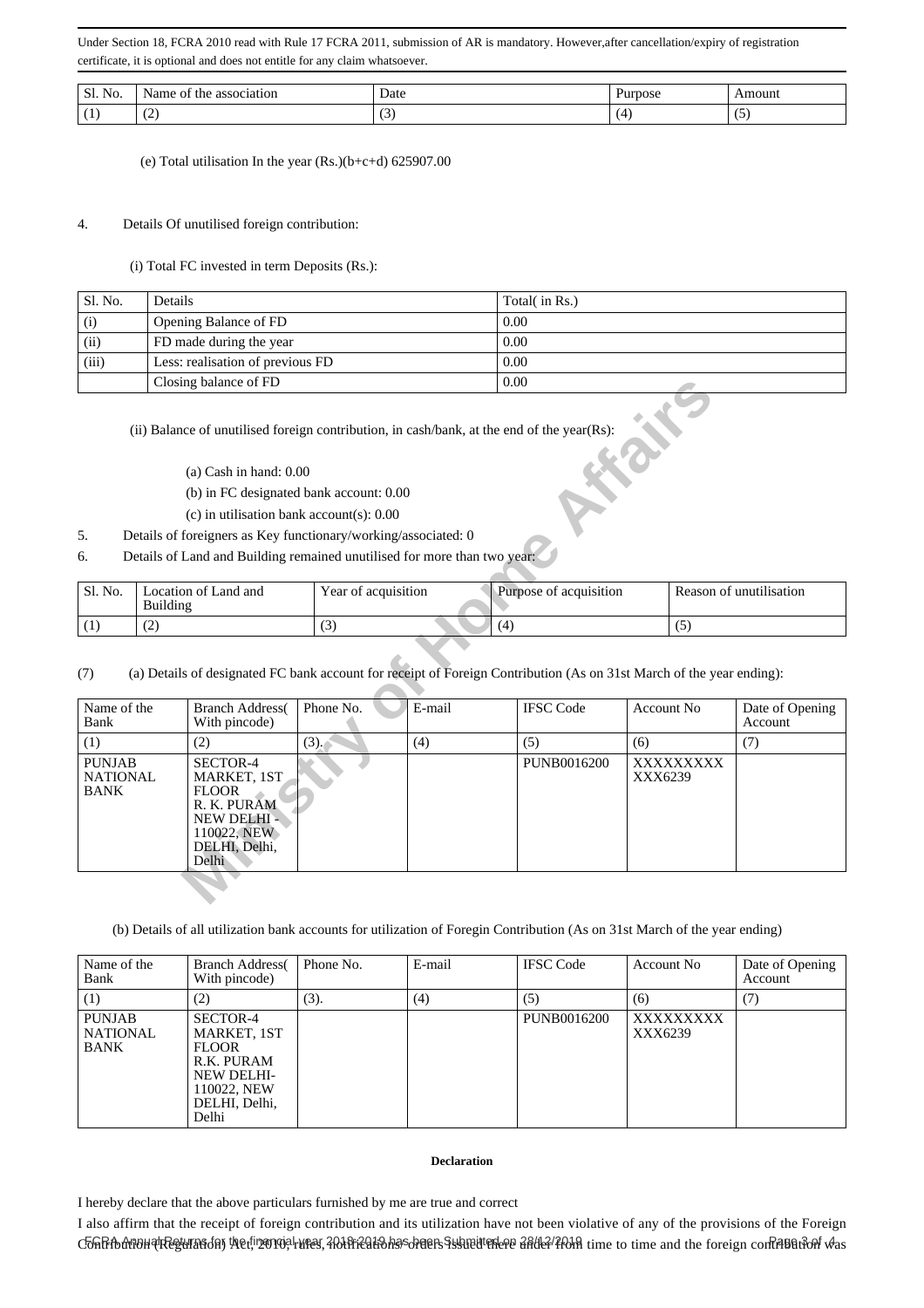Under Section 18, FCRA 2010 read with Rule 17 FCRA 2011, submission of AR is mandatory. However,after cancellation/expiry of registration certificate, it is optional and does not entitle for any claim whatsoever.

| Sl. No. | Name of the association | Date | Purpose | Amount |
|---|---|---|---|---|
| (1) | (2) | (3) | (4) | (5) |

(e) Total utilisation In the year (Rs.)(b+c+d) 625907.00

4. Details Of unutilised foreign contribution:

(i) Total FC invested in term Deposits (Rs.):

| Sl. No. | Details | Total( in Rs.) |
|---|---|---|
| (i) | Opening Balance of FD | 0.00 |
| (ii) | FD made during the year | 0.00 |
| (iii) | Less: realisation of previous FD | 0.00 |
| | Closing balance of FD | 0.00 |

(ii) Balance of unutilised foreign contribution, in cash/bank, at the end of the year(Rs):

(a) Cash in hand: 0.00

(b) in FC designated bank account: 0.00

(c) in utilisation bank account(s): 0.00

5. Details of foreigners as Key functionary/working/associated: 0

6. Details of Land and Building remained unutilised for more than two year:

| Sl. No. | Location of Land and Building | Year of acquisition | Purpose of acquisition | Reason of unutilisation |
|---|---|---|---|---|
| (1) | (2) | (3) | (4) | (5) |

(7) (a) Details of designated FC bank account for receipt of Foreign Contribution (As on 31st March of the year ending):

| Name of the Bank | Branch Address( With pincode) | Phone No. | E-mail | IFSC Code | Account No | Date of Opening Account |
|---|---|---|---|---|---|---|
| (1) | (2) | (3). | (4) | (5) | (6) | (7) |
| PUNJAB NATIONAL BANK | SECTOR-4 MARKET, 1ST FLOOR R. K. PURAM NEW DELHI - 110022, NEW DELHI, Delhi, Delhi | | | PUNB0016200 | XXXXXXXXX XXX6239 | |

(b) Details of all utilization bank accounts for utilization of Foregin Contribution (As on 31st March of the year ending)

| Name of the Bank | Branch Address( With pincode) | Phone No. | E-mail | IFSC Code | Account No | Date of Opening Account |
|---|---|---|---|---|---|---|
| (1) | (2) | (3). | (4) | (5) | (6) | (7) |
| PUNJAB NATIONAL BANK | SECTOR-4 MARKET, 1ST FLOOR R.K. PURAM NEW DELHI- 110022, NEW DELHI, Delhi, Delhi | | | PUNB0016200 | XXXXXXXXX XXX6239 | |

**Declaration**

I hereby declare that the above particulars furnished by me are true and correct

I also affirm that the receipt of foreign contribution and its utilization have not been violative of any of the provisions of the Foreign Contribution (Regulation) Act, 2010, rules, notifications/orders issued there under from time to time and the foreign contribution was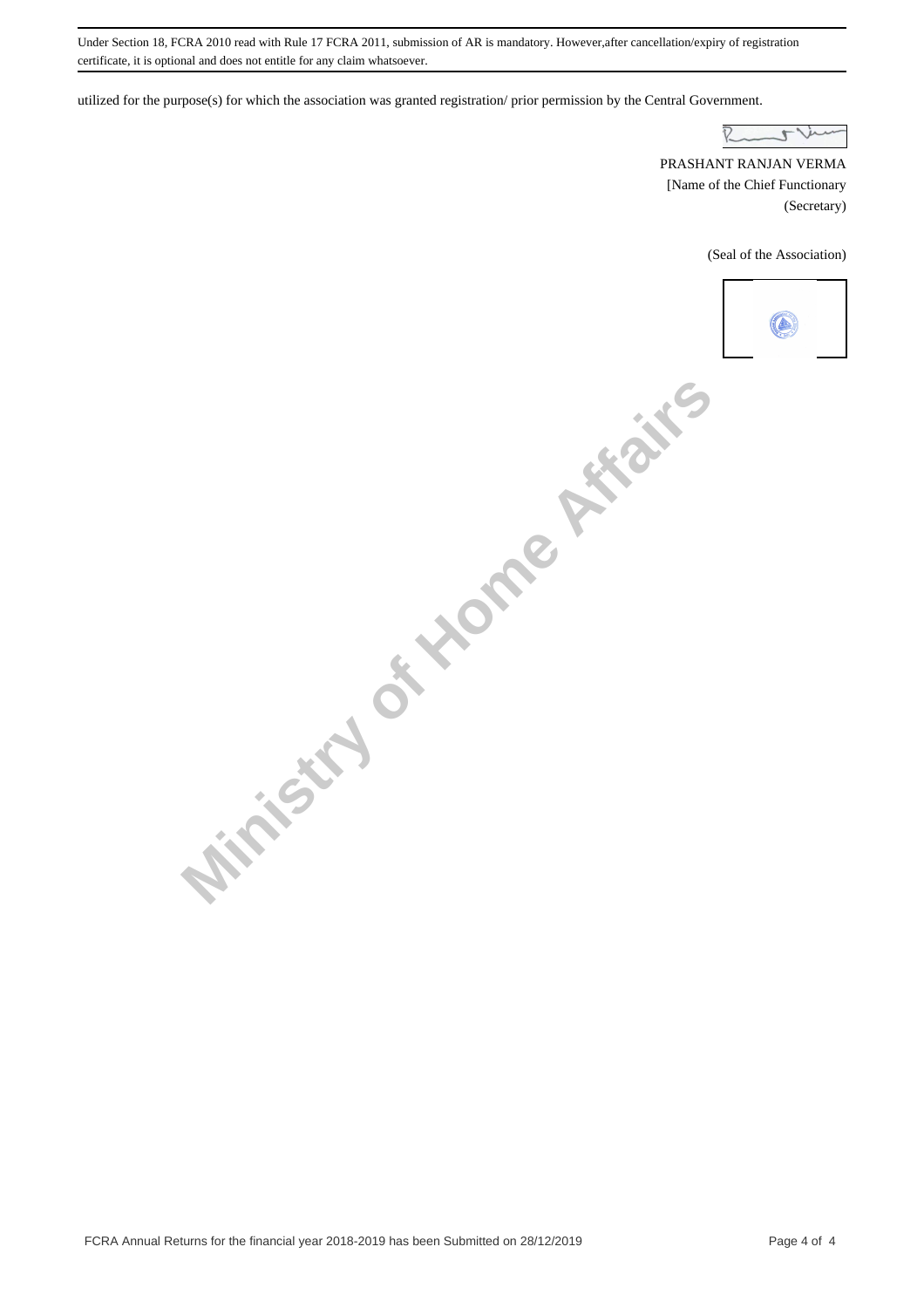Under Section 18, FCRA 2010 read with Rule 17 FCRA 2011, submission of AR is mandatory. However,after cancellation/expiry of registration certificate, it is optional and does not entitle for any claim whatsoever.

utilized for the purpose(s) for which the association was granted registration/ prior permission by the Central Government.

PRASHANT RANJAN VERMA
[Name of the Chief Functionary
(Secretary)

(Seal of the Association)

FCRA Annual Returns for the financial year 2018-2019 has been Submitted on 28/12/2019